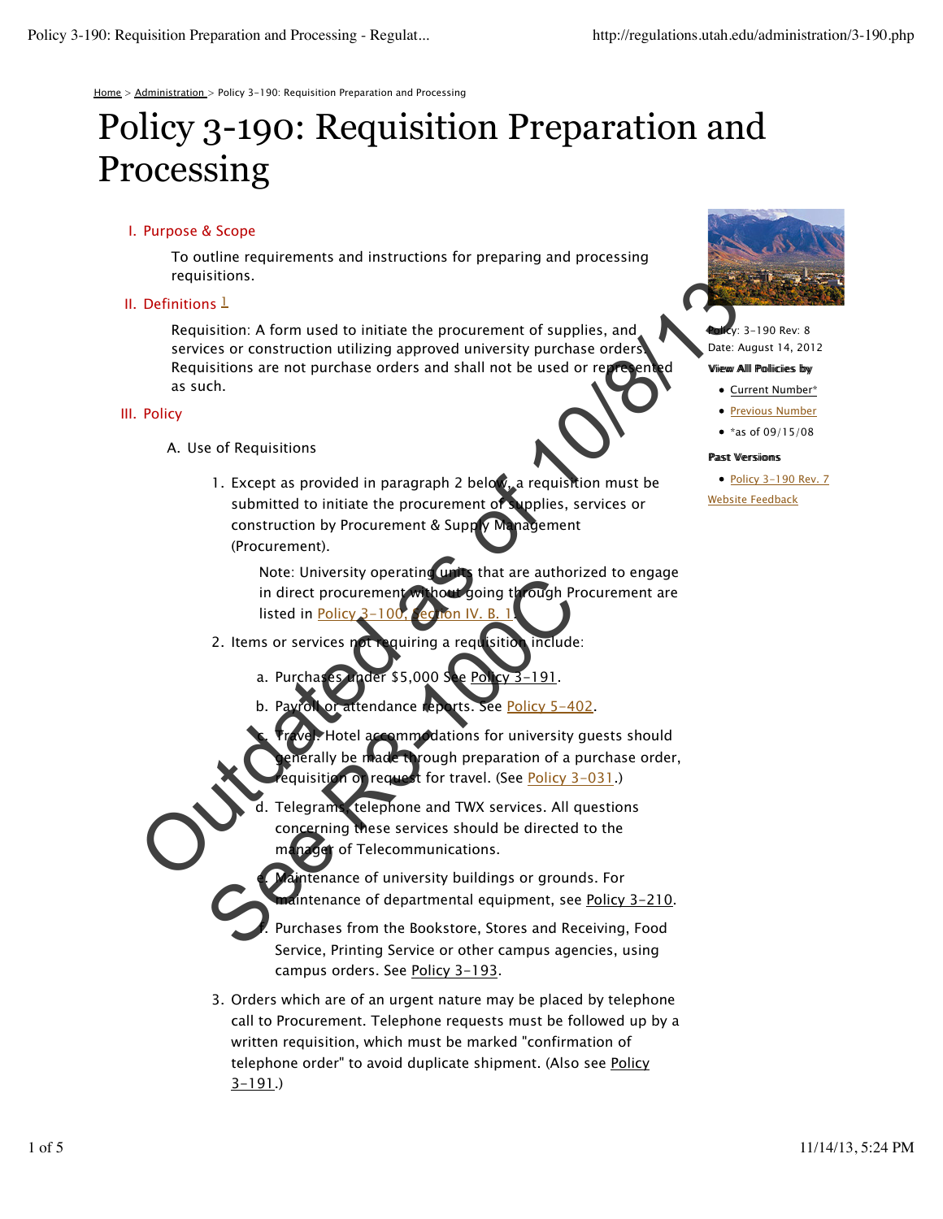Home > Administration > Policy 3-190: Requisition Preparation and Processing

# Policy 3-190: Requisition Preparation and Processing

Outdated as of 10/8/13
See R3-100C

Policy: 3-190 Rev: 8
Date: August 14, 2012

**View All Policies by**

- Current Number*
- Previous Number
- *as of 09/15/08

**Past Versions**

- Policy 3-190 Rev. 7

Website Feedback

## I. Purpose & Scope

To outline requirements and instructions for preparing and processing requisitions.

## II. Definitions [1]

Requisition: A form used to initiate the procurement of supplies, and services or construction utilizing approved university purchase orders. Requisitions are not purchase orders and shall not be used or represented as such.

## III. Policy

A. Use of Requisitions

1. Except as provided in paragraph 2 below, a requisition must be submitted to initiate the procurement of supplies, services or construction by Procurement & Supply Management (Procurement).

   Note: University operating units that are authorized to engage in direct procurement without going through Procurement are listed in Policy 3-100, Section IV. B. 1.

2. Items or services not requiring a requisition include:

   a. Purchases under $5,000 See Policy 3-191.

   b. Payroll or attendance reports. See Policy 5-402.

   c. Travel. Hotel accommodations for university guests should generally be made through preparation of a purchase order, requisition or request for travel. (See Policy 3-031.)

   d. Telegrams, telephone and TWX services. All questions concerning these services should be directed to the manager of Telecommunications.

   e. Maintenance of university buildings or grounds. For maintenance of departmental equipment, see Policy 3-210.

   f. Purchases from the Bookstore, Stores and Receiving, Food Service, Printing Service or other campus agencies, using campus orders. See Policy 3-193.

3. Orders which are of an urgent nature may be placed by telephone call to Procurement. Telephone requests must be followed up by a written requisition, which must be marked "confirmation of telephone order" to avoid duplicate shipment. (Also see Policy 3-191.)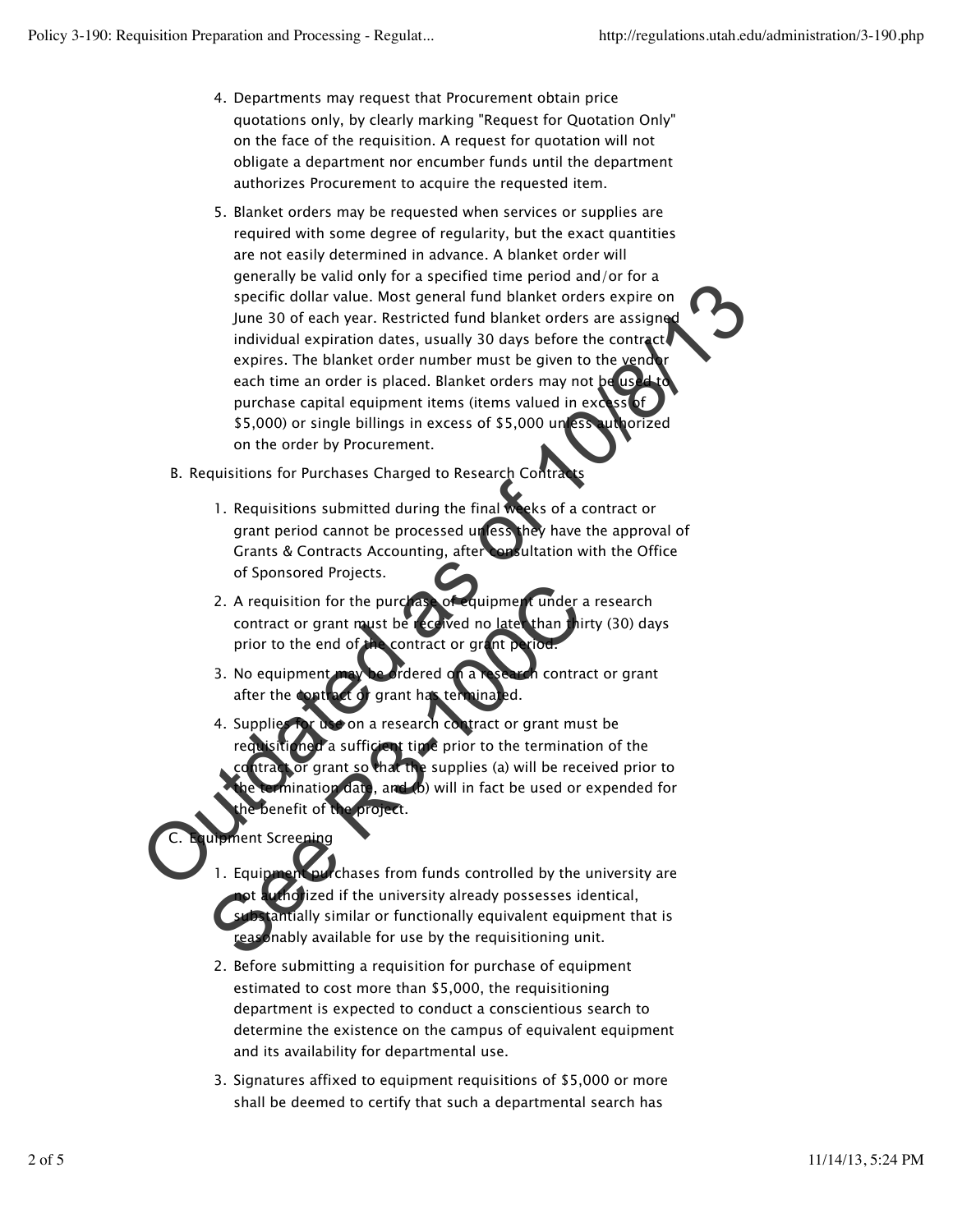4. Departments may request that Procurement obtain price quotations only, by clearly marking "Request for Quotation Only" on the face of the requisition. A request for quotation will not obligate a department nor encumber funds until the department authorizes Procurement to acquire the requested item.
5. Blanket orders may be requested when services or supplies are required with some degree of regularity, but the exact quantities are not easily determined in advance. A blanket order will generally be valid only for a specified time period and/or for a specific dollar value. Most general fund blanket orders expire on June 30 of each year. Restricted fund blanket orders are assigned individual expiration dates, usually 30 days before the contract expires. The blanket order number must be given to the vendor each time an order is placed. Blanket orders may not be used to purchase capital equipment items (items valued in excess of $5,000) or single billings in excess of $5,000 unless authorized on the order by Procurement.

B. Requisitions for Purchases Charged to Research Contracts

1. Requisitions submitted during the final weeks of a contract or grant period cannot be processed unless they have the approval of Grants & Contracts Accounting, after consultation with the Office of Sponsored Projects.
2. A requisition for the purchase of equipment under a research contract or grant must be received no later than thirty (30) days prior to the end of the contract or grant period.
3. No equipment may be ordered on a research contract or grant after the contract or grant has terminated.
4. Supplies for use on a research contract or grant must be requisitioned a sufficient time prior to the termination of the contract or grant so that the supplies (a) will be received prior to the termination date, and (b) will in fact be used or expended for the benefit of the project.

C. Equipment Screening

1. Equipment purchases from funds controlled by the university are not authorized if the university already possesses identical, substantially similar or functionally equivalent equipment that is reasonably available for use by the requisitioning unit.
2. Before submitting a requisition for purchase of equipment estimated to cost more than $5,000, the requisitioning department is expected to conduct a conscientious search to determine the existence on the campus of equivalent equipment and its availability for departmental use.
3. Signatures affixed to equipment requisitions of $5,000 or more shall be deemed to certify that such a departmental search has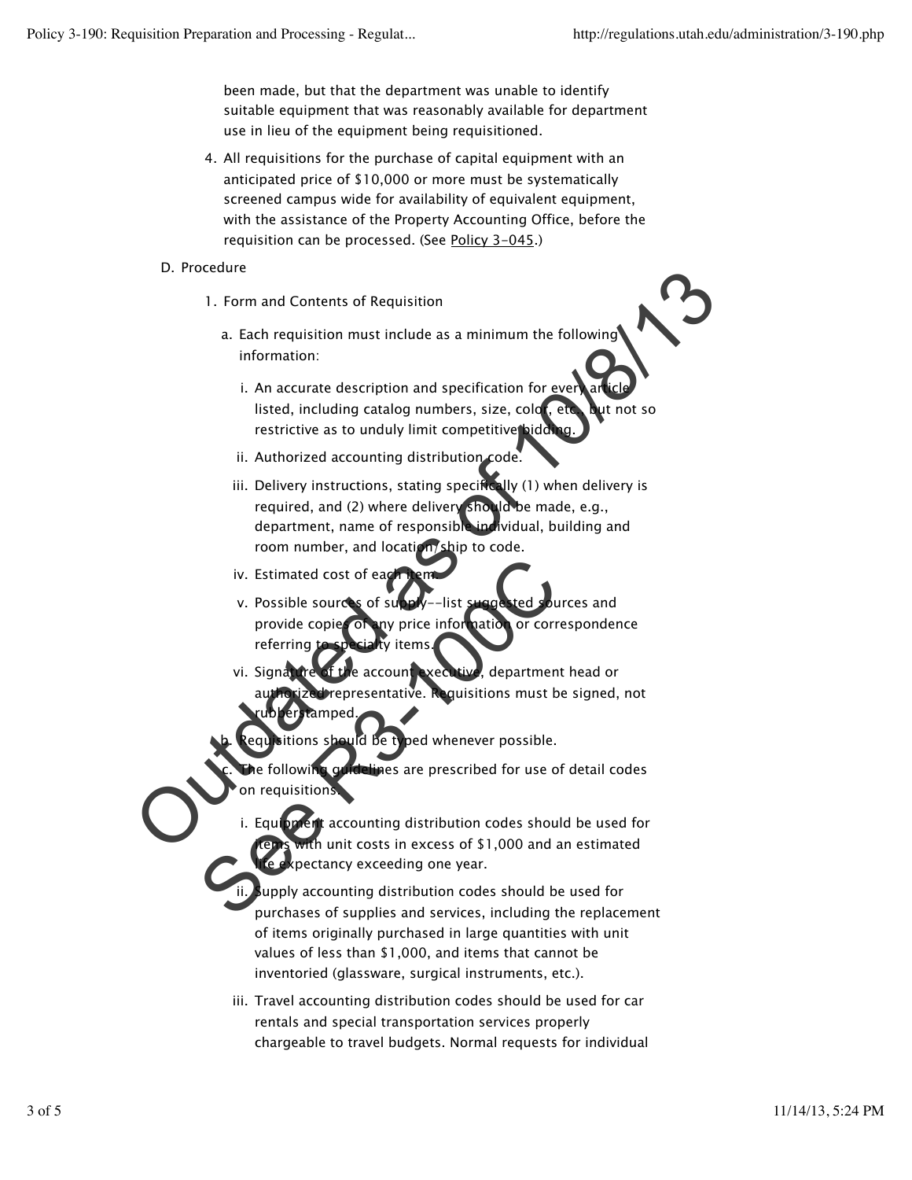been made, but that the department was unable to identify suitable equipment that was reasonably available for department use in lieu of the equipment being requisitioned.

4. All requisitions for the purchase of capital equipment with an anticipated price of $10,000 or more must be systematically screened campus wide for availability of equivalent equipment, with the assistance of the Property Accounting Office, before the requisition can be processed. (See Policy 3-045.)

D. Procedure

1. Form and Contents of Requisition

   a. Each requisition must include as a minimum the following information:

      i. An accurate description and specification for every article listed, including catalog numbers, size, color, etc., but not so restrictive as to unduly limit competitive bidding.

      ii. Authorized accounting distribution code.

      iii. Delivery instructions, stating specifically (1) when delivery is required, and (2) where delivery should be made, e.g., department, name of responsible individual, building and room number, and location/ship to code.

      iv. Estimated cost of each item.

      v. Possible sources of supply--list suggested sources and provide copies of any price information or correspondence referring to specialty items.

      vi. Signature of the account executive, department head or authorized representative. Requisitions must be signed, not rubberstamped.

   b. Requisitions should be typed whenever possible.

   c. The following guidelines are prescribed for use of detail codes on requisitions:

      i. Equipment accounting distribution codes should be used for items with unit costs in excess of $1,000 and an estimated life expectancy exceeding one year.

      ii. Supply accounting distribution codes should be used for purchases of supplies and services, including the replacement of items originally purchased in large quantities with unit values of less than $1,000, and items that cannot be inventoried (glassware, surgical instruments, etc.).

      iii. Travel accounting distribution codes should be used for car rentals and special transportation services properly chargeable to travel budgets. Normal requests for individual

Outdated as of 10/8/13
See R3-100C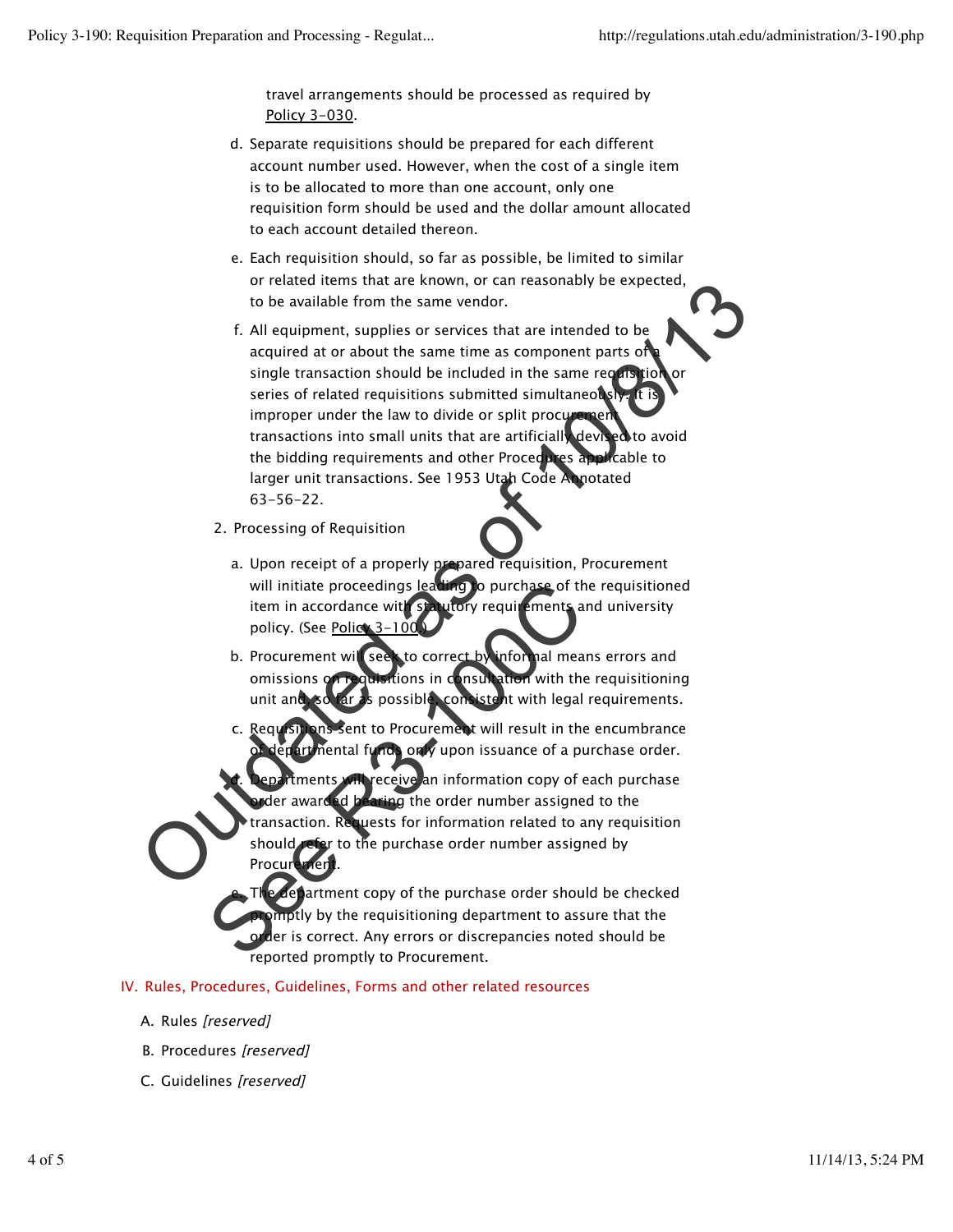travel arrangements should be processed as required by Policy 3-030.

d. Separate requisitions should be prepared for each different account number used. However, when the cost of a single item is to be allocated to more than one account, only one requisition form should be used and the dollar amount allocated to each account detailed thereon.

e. Each requisition should, so far as possible, be limited to similar or related items that are known, or can reasonably be expected, to be available from the same vendor.

f. All equipment, supplies or services that are intended to be acquired at or about the same time as component parts of a single transaction should be included in the same requisition or series of related requisitions submitted simultaneously. It is improper under the law to divide or split procurement transactions into small units that are artificially devised to avoid the bidding requirements and other Procedures applicable to larger unit transactions. See 1953 Utah Code Annotated 63-56-22.

2. Processing of Requisition

a. Upon receipt of a properly prepared requisition, Procurement will initiate proceedings leading to purchase of the requisitioned item in accordance with statutory requirements and university policy. (See Policy 3-100.)

b. Procurement will seek to correct by informal means errors and omissions on requisitions in consultation with the requisitioning unit and, so far as possible, consistent with legal requirements.

c. Requisitions sent to Procurement will result in the encumbrance of departmental funds only upon issuance of a purchase order.

d. Departments will receive an information copy of each purchase order awarded bearing the order number assigned to the transaction. Requests for information related to any requisition should refer to the purchase order number assigned by Procurement.

e. The department copy of the purchase order should be checked promptly by the requisitioning department to assure that the order is correct. Any errors or discrepancies noted should be reported promptly to Procurement.

## IV. Rules, Procedures, Guidelines, Forms and other related resources

A. Rules *[reserved]*

B. Procedures *[reserved]*

C. Guidelines *[reserved]*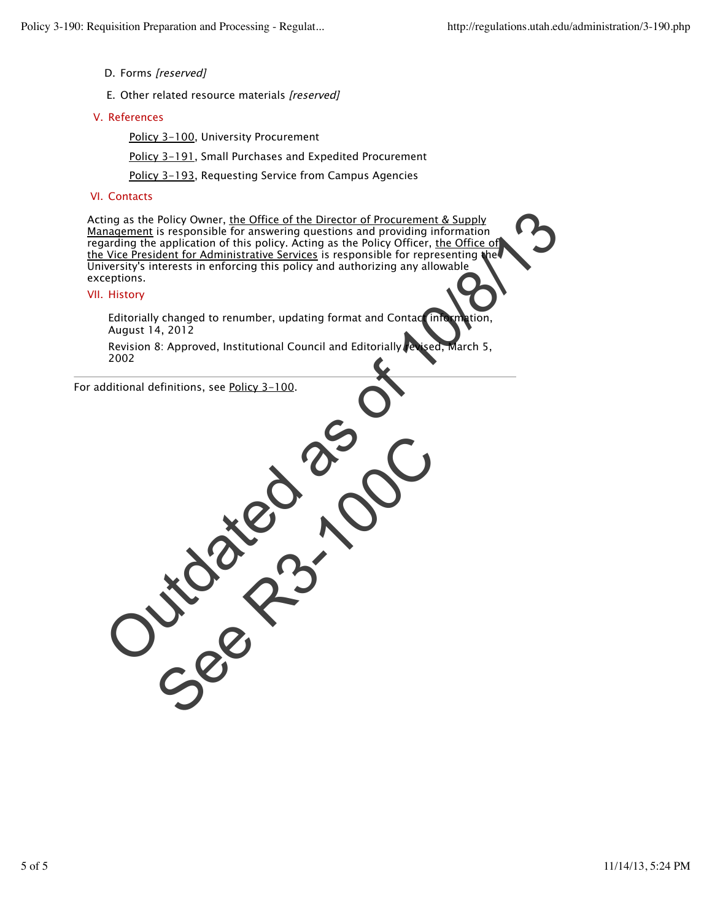D. Forms *[reserved]*

E. Other related resource materials *[reserved]*

## V. References

Policy 3-100, University Procurement

Policy 3-191, Small Purchases and Expedited Procurement

Policy 3-193, Requesting Service from Campus Agencies

## VI. Contacts

Acting as the Policy Owner, the Office of the Director of Procurement & Supply Management is responsible for answering questions and providing information regarding the application of this policy. Acting as the Policy Officer, the Office of the Vice President for Administrative Services is responsible for representing the University's interests in enforcing this policy and authorizing any allowable exceptions.

## VII. History

Editorially changed to renumber, updating format and Contact information, August 14, 2012

Revision 8: Approved, Institutional Council and Editorially revised, March 5, 2002

---

For additional definitions, see Policy 3-100.

Outdated as of 10/8/13
See R3-100C